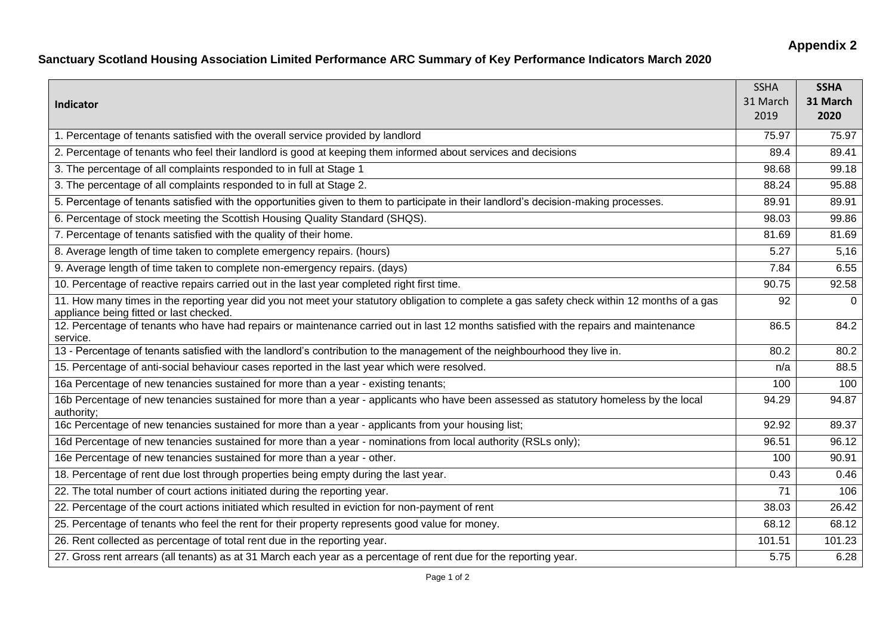**Appendix 2**

## Sanctuary Scotland Housing Association Limited Performance ARC Summary of Key Performance Indicators March 2020

| Indicator | SSHA 31 March 2019 | **SSHA 31 March 2020** |
|---|---|---|
| 1. Percentage of tenants satisfied with the overall service provided by landlord | 75.97 | 75.97 |
| 2. Percentage of tenants who feel their landlord is good at keeping them informed about services and decisions | 89.4 | 89.41 |
| 3. The percentage of all complaints responded to in full at Stage 1 | 98.68 | 99.18 |
| 3. The percentage of all complaints responded to in full at Stage 2. | 88.24 | 95.88 |
| 5. Percentage of tenants satisfied with the opportunities given to them to participate in their landlord's decision-making processes. | 89.91 | 89.91 |
| 6. Percentage of stock meeting the Scottish Housing Quality Standard (SHQS). | 98.03 | 99.86 |
| 7. Percentage of tenants satisfied with the quality of their home. | 81.69 | 81.69 |
| 8. Average length of time taken to complete emergency repairs. (hours) | 5.27 | 5,16 |
| 9. Average length of time taken to complete non-emergency repairs. (days) | 7.84 | 6.55 |
| 10. Percentage of reactive repairs carried out in the last year completed right first time. | 90.75 | 92.58 |
| 11. How many times in the reporting year did you not meet your statutory obligation to complete a gas safety check within 12 months of a gas appliance being fitted or last checked. | 92 | 0 |
| 12. Percentage of tenants who have had repairs or maintenance carried out in last 12 months satisfied with the repairs and maintenance service. | 86.5 | 84.2 |
| 13 - Percentage of tenants satisfied with the landlord's contribution to the management of the neighbourhood they live in. | 80.2 | 80.2 |
| 15. Percentage of anti-social behaviour cases reported in the last year which were resolved. | n/a | 88.5 |
| 16a Percentage of new tenancies sustained for more than a year - existing tenants; | 100 | 100 |
| 16b Percentage of new tenancies sustained for more than a year - applicants who have been assessed as statutory homeless by the local authority; | 94.29 | 94.87 |
| 16c Percentage of new tenancies sustained for more than a year - applicants from your housing list; | 92.92 | 89.37 |
| 16d Percentage of new tenancies sustained for more than a year - nominations from local authority (RSLs only); | 96.51 | 96.12 |
| 16e Percentage of new tenancies sustained for more than a year - other. | 100 | 90.91 |
| 18. Percentage of rent due lost through properties being empty during the last year. | 0.43 | 0.46 |
| 22. The total number of court actions initiated during the reporting year. | 71 | 106 |
| 22. Percentage of the court actions initiated which resulted in eviction for non-payment of rent | 38.03 | 26.42 |
| 25. Percentage of tenants who feel the rent for their property represents good value for money. | 68.12 | 68.12 |
| 26. Rent collected as percentage of total rent due in the reporting year. | 101.51 | 101.23 |
| 27. Gross rent arrears (all tenants) as at 31 March each year as a percentage of rent due for the reporting year. | 5.75 | 6.28 |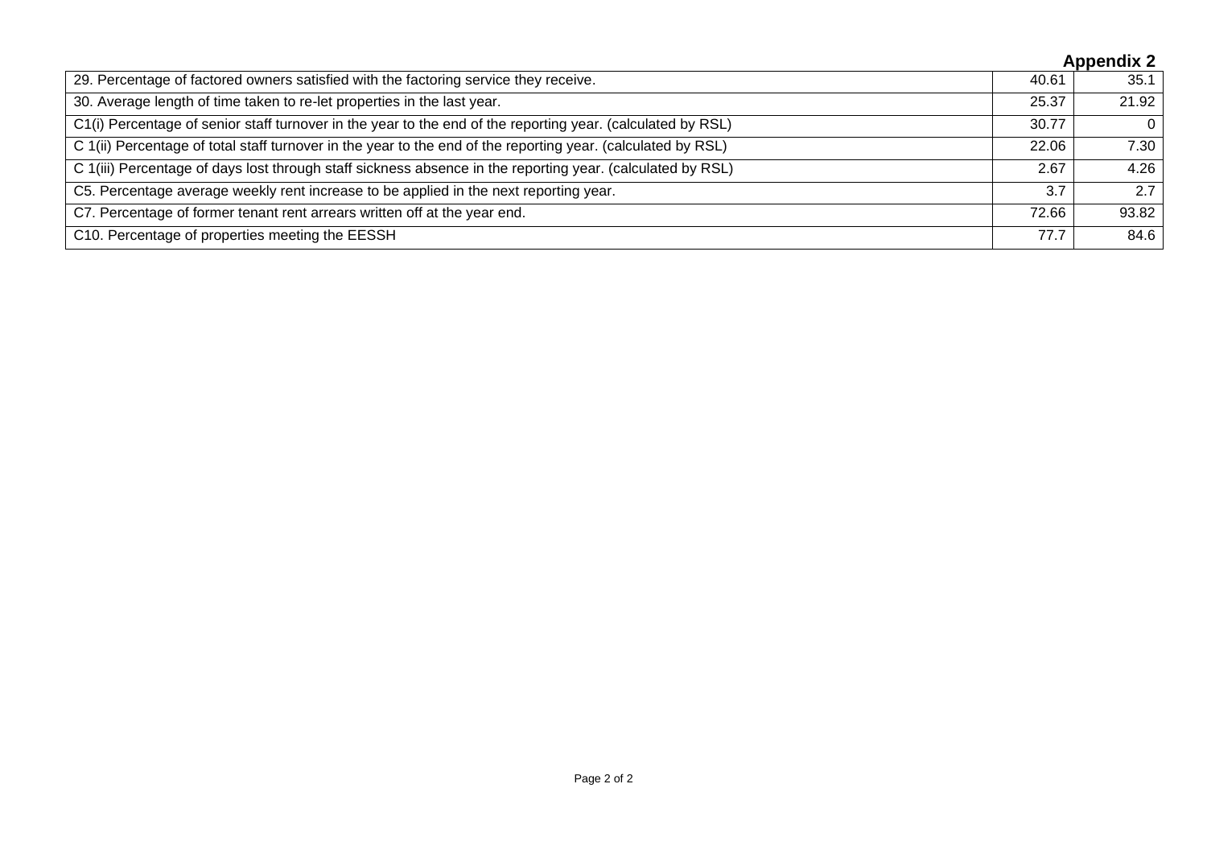**Appendix 2**

| | | |
|---|---|---|
| 29. Percentage of factored owners satisfied with the factoring service they receive. | 40.61 | 35.1 |
| 30. Average length of time taken to re-let properties in the last year. | 25.37 | 21.92 |
| C1(i) Percentage of senior staff turnover in the year to the end of the reporting year. (calculated by RSL) | 30.77 | 0 |
| C 1(ii) Percentage of total staff turnover in the year to the end of the reporting year. (calculated by RSL) | 22.06 | 7.30 |
| C 1(iii) Percentage of days lost through staff sickness absence in the reporting year. (calculated by RSL) | 2.67 | 4.26 |
| C5. Percentage average weekly rent increase to be applied in the next reporting year. | 3.7 | 2.7 |
| C7. Percentage of former tenant rent arrears written off at the year end. | 72.66 | 93.82 |
| C10. Percentage of properties meeting the EESSH | 77.7 | 84.6 |